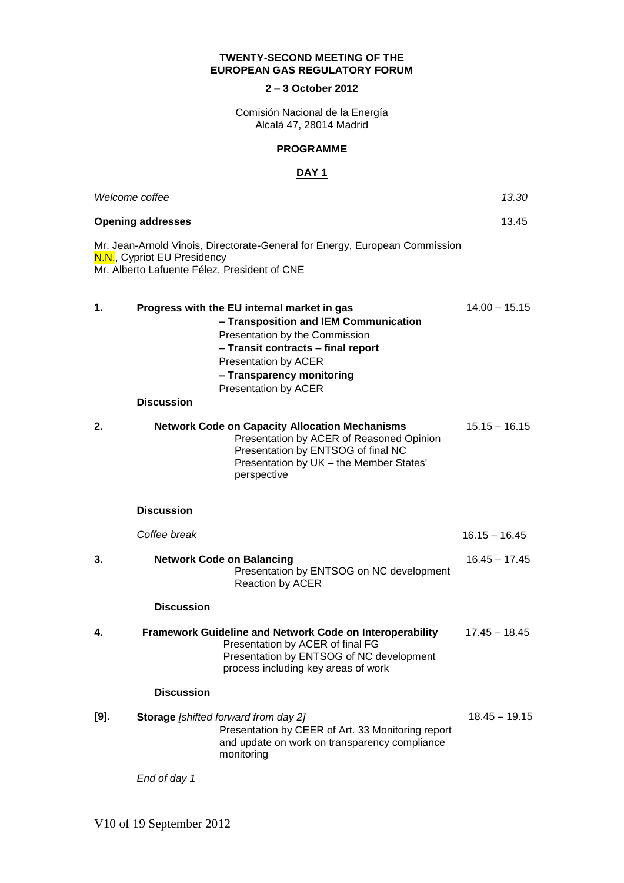**TWENTY-SECOND MEETING OF THE EUROPEAN GAS REGULATORY FORUM**

**2 – 3 October 2012**

Comisión Nacional de la Energía
Alcalá 47, 28014 Madrid

**PROGRAMME**

**DAY 1**

*Welcome coffee* — *13.30*

**Opening addresses** — 13.45

Mr. Jean-Arnold Vinois, Directorate-General for Energy, European Commission
N.N., Cypriot EU Presidency
Mr. Alberto Lafuente Félez, President of CNE

**1. Progress with the EU internal market in gas** — 14.00 – 15.15

**– Transposition and IEM Communication**
Presentation by the Commission
**– Transit contracts – final report**
Presentation by ACER
**– Transparency monitoring**
Presentation by ACER

**Discussion**

**2. Network Code on Capacity Allocation Mechanisms** — 15.15 – 16.15

Presentation by ACER of Reasoned Opinion
Presentation by ENTSOG of final NC
Presentation by UK – the Member States' perspective

**Discussion**

*Coffee break* — 16.15 – 16.45

**3. Network Code on Balancing** — 16.45 – 17.45

Presentation by ENTSOG on NC development
Reaction by ACER

**Discussion**

**4. Framework Guideline and Network Code on Interoperability** — 17.45 – 18.45

Presentation by ACER of final FG
Presentation by ENTSOG of NC development process including key areas of work

**Discussion**

**[9]. Storage** *[shifted forward from day 2]* — 18.45 – 19.15

Presentation by CEER of Art. 33 Monitoring report and update on work on transparency compliance monitoring

*End of day 1*

V10 of 19 September 2012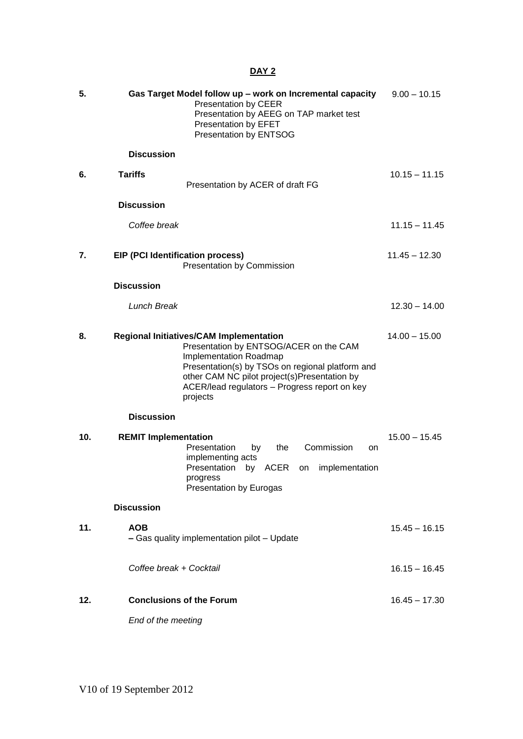## DAY 2

**5. Gas Target Model follow up – work on Incremental capacity** 9.00 – 10.15

Presentation by CEER
Presentation by AEEG on TAP market test
Presentation by EFET
Presentation by ENTSOG

**Discussion**

**6. Tariffs** 10.15 – 11.15

Presentation by ACER of draft FG

**Discussion**

*Coffee break* 11.15 – 11.45

**7. EIP (PCI Identification process)** 11.45 – 12.30

Presentation by Commission

**Discussion**

*Lunch Break* 12.30 – 14.00

**8. Regional Initiatives/CAM Implementation** 14.00 – 15.00

Presentation by ENTSOG/ACER on the CAM Implementation Roadmap
Presentation(s) by TSOs on regional platform and other CAM NC pilot project(s)Presentation by ACER/lead regulators – Progress report on key projects

**Discussion**

**10. REMIT Implementation** 15.00 – 15.45

Presentation by the Commission on implementing acts
Presentation by ACER on implementation progress
Presentation by Eurogas

**Discussion**

**11. AOB** 15.45 – 16.15

– Gas quality implementation pilot – Update

*Coffee break + Cocktail* 16.15 – 16.45

**12. Conclusions of the Forum** 16.45 – 17.30

*End of the meeting*

V10 of 19 September 2012